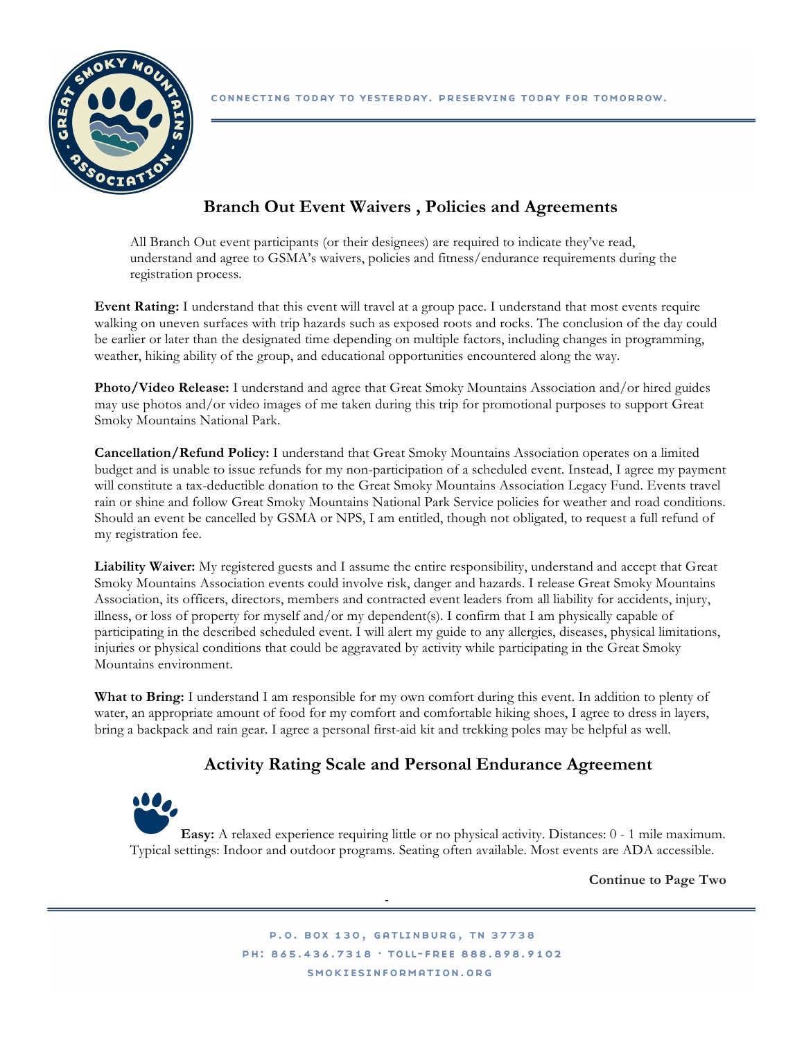CONNECTING TODAY TO YESTERDAY. PRESERVING TODAY FOR TOMORROW.

## Branch Out Event Waivers , Policies and Agreements

All Branch Out event participants (or their designees) are required to indicate they've read, understand and agree to GSMA's waivers, policies and fitness/endurance requirements during the registration process.

**Event Rating:** I understand that this event will travel at a group pace. I understand that most events require walking on uneven surfaces with trip hazards such as exposed roots and rocks. The conclusion of the day could be earlier or later than the designated time depending on multiple factors, including changes in programming, weather, hiking ability of the group, and educational opportunities encountered along the way.

**Photo/Video Release:** I understand and agree that Great Smoky Mountains Association and/or hired guides may use photos and/or video images of me taken during this trip for promotional purposes to support Great Smoky Mountains National Park.

**Cancellation/Refund Policy:** I understand that Great Smoky Mountains Association operates on a limited budget and is unable to issue refunds for my non-participation of a scheduled event. Instead, I agree my payment will constitute a tax-deductible donation to the Great Smoky Mountains Association Legacy Fund. Events travel rain or shine and follow Great Smoky Mountains National Park Service policies for weather and road conditions. Should an event be cancelled by GSMA or NPS, I am entitled, though not obligated, to request a full refund of my registration fee.

**Liability Waiver:** My registered guests and I assume the entire responsibility, understand and accept that Great Smoky Mountains Association events could involve risk, danger and hazards. I release Great Smoky Mountains Association, its officers, directors, members and contracted event leaders from all liability for accidents, injury, illness, or loss of property for myself and/or my dependent(s). I confirm that I am physically capable of participating in the described scheduled event. I will alert my guide to any allergies, diseases, physical limitations, injuries or physical conditions that could be aggravated by activity while participating in the Great Smoky Mountains environment.

**What to Bring:** I understand I am responsible for my own comfort during this event. In addition to plenty of water, an appropriate amount of food for my comfort and comfortable hiking shoes, I agree to dress in layers, bring a backpack and rain gear. I agree a personal first-aid kit and trekking poles may be helpful as well.

## Activity Rating Scale and Personal Endurance Agreement

**Easy:** A relaxed experience requiring little or no physical activity. Distances: 0 - 1 mile maximum. Typical settings: Indoor and outdoor programs. Seating often available. Most events are ADA accessible.

**Continue to Page Two**

P.O. BOX 130, GATLINBURG, TN 37738
PH: 865.436.7318 · TOLL-FREE 888.898.9102
SMOKIESINFORMATION.ORG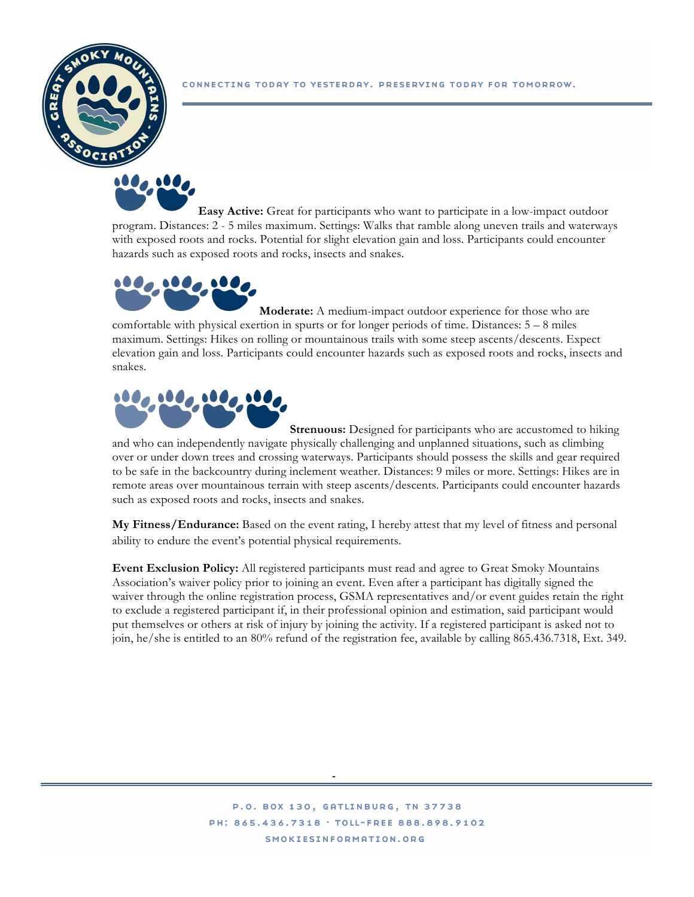**Easy Active:** Great for participants who want to participate in a low-impact outdoor program. Distances: 2 - 5 miles maximum. Settings: Walks that ramble along uneven trails and waterways with exposed roots and rocks. Potential for slight elevation gain and loss. Participants could encounter hazards such as exposed roots and rocks, insects and snakes.

**Moderate:** A medium-impact outdoor experience for those who are comfortable with physical exertion in spurts or for longer periods of time. Distances: 5 – 8 miles maximum. Settings: Hikes on rolling or mountainous trails with some steep ascents/descents. Expect elevation gain and loss. Participants could encounter hazards such as exposed roots and rocks, insects and snakes.

**Strenuous:** Designed for participants who are accustomed to hiking and who can independently navigate physically challenging and unplanned situations, such as climbing over or under down trees and crossing waterways. Participants should possess the skills and gear required to be safe in the backcountry during inclement weather. Distances: 9 miles or more. Settings: Hikes are in remote areas over mountainous terrain with steep ascents/descents. Participants could encounter hazards such as exposed roots and rocks, insects and snakes.

**My Fitness/Endurance:** Based on the event rating, I hereby attest that my level of fitness and personal ability to endure the event's potential physical requirements.

**Event Exclusion Policy:** All registered participants must read and agree to Great Smoky Mountains Association's waiver policy prior to joining an event. Even after a participant has digitally signed the waiver through the online registration process, GSMA representatives and/or event guides retain the right to exclude a registered participant if, in their professional opinion and estimation, said participant would put themselves or others at risk of injury by joining the activity. If a registered participant is asked not to join, he/she is entitled to an 80% refund of the registration fee, available by calling 865.436.7318, Ext. 349.